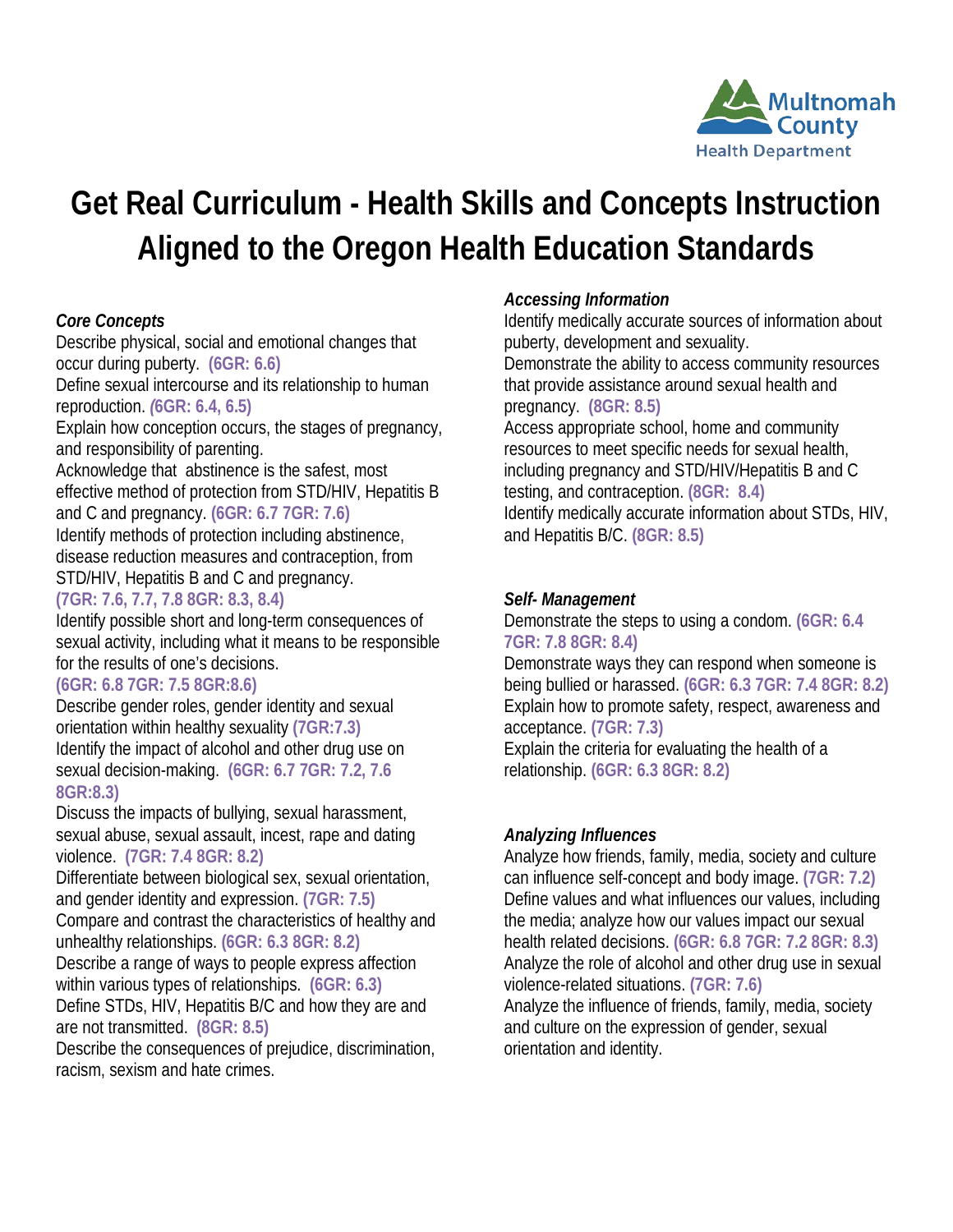Multnomah County Health Department

# Get Real Curriculum - Health Skills and Concepts Instruction Aligned to the Oregon Health Education Standards

### *Core Concepts*

Describe physical, social and emotional changes that occur during puberty. **(6GR: 6.6)**

Define sexual intercourse and its relationship to human reproduction. ***(*6GR: 6.4, 6.5)**

Explain how conception occurs, the stages of pregnancy, and responsibility of parenting.

Acknowledge that abstinence is the safest, most effective method of protection from STD/HIV, Hepatitis B and C and pregnancy. **(6GR: 6.7 7GR: 7.6)**

Identify methods of protection including abstinence, disease reduction measures and contraception, from STD/HIV, Hepatitis B and C and pregnancy. **(7GR: 7.6, 7.7, 7.8 8GR: 8.3, 8.4)**

Identify possible short and long-term consequences of sexual activity, including what it means to be responsible for the results of one's decisions. **(6GR: 6.8 7GR: 7.5 8GR:8.6)**

Describe gender roles, gender identity and sexual orientation within healthy sexuality **(7GR:7.3)**

Identify the impact of alcohol and other drug use on sexual decision-making. **(6GR: 6.7 7GR: 7.2, 7.6 8GR:8.3)**

Discuss the impacts of bullying, sexual harassment, sexual abuse, sexual assault, incest, rape and dating violence. **(7GR: 7.4 8GR: 8.2)**

Differentiate between biological sex, sexual orientation, and gender identity and expression. **(7GR: 7.5)**

Compare and contrast the characteristics of healthy and unhealthy relationships. **(6GR: 6.3 8GR: 8.2)**

Describe a range of ways to people express affection within various types of relationships. **(6GR: 6.3)**

Define STDs, HIV, Hepatitis B/C and how they are and are not transmitted. **(8GR: 8.5)**

Describe the consequences of prejudice, discrimination, racism, sexism and hate crimes.

### *Accessing Information*

Identify medically accurate sources of information about puberty, development and sexuality.

Demonstrate the ability to access community resources that provide assistance around sexual health and pregnancy. **(8GR: 8.5)**

Access appropriate school, home and community resources to meet specific needs for sexual health, including pregnancy and STD/HIV/Hepatitis B and C testing, and contraception. **(8GR: 8.4)**

Identify medically accurate information about STDs, HIV, and Hepatitis B/C. **(8GR: 8.5)**

### *Self- Management*

Demonstrate the steps to using a condom. **(6GR: 6.4 7GR: 7.8 8GR: 8.4)**

Demonstrate ways they can respond when someone is being bullied or harassed. **(6GR: 6.3 7GR: 7.4 8GR: 8.2)**

Explain how to promote safety, respect, awareness and acceptance. **(7GR: 7.3)**

Explain the criteria for evaluating the health of a relationship. **(6GR: 6.3 8GR: 8.2)**

### *Analyzing Influences*

Analyze how friends, family, media, society and culture can influence self-concept and body image. **(7GR: 7.2)**

Define values and what influences our values, including the media; analyze how our values impact our sexual health related decisions. **(6GR: 6.8 7GR: 7.2 8GR: 8.3)**

Analyze the role of alcohol and other drug use in sexual violence-related situations. **(7GR: 7.6)**

Analyze the influence of friends, family, media, society and culture on the expression of gender, sexual orientation and identity.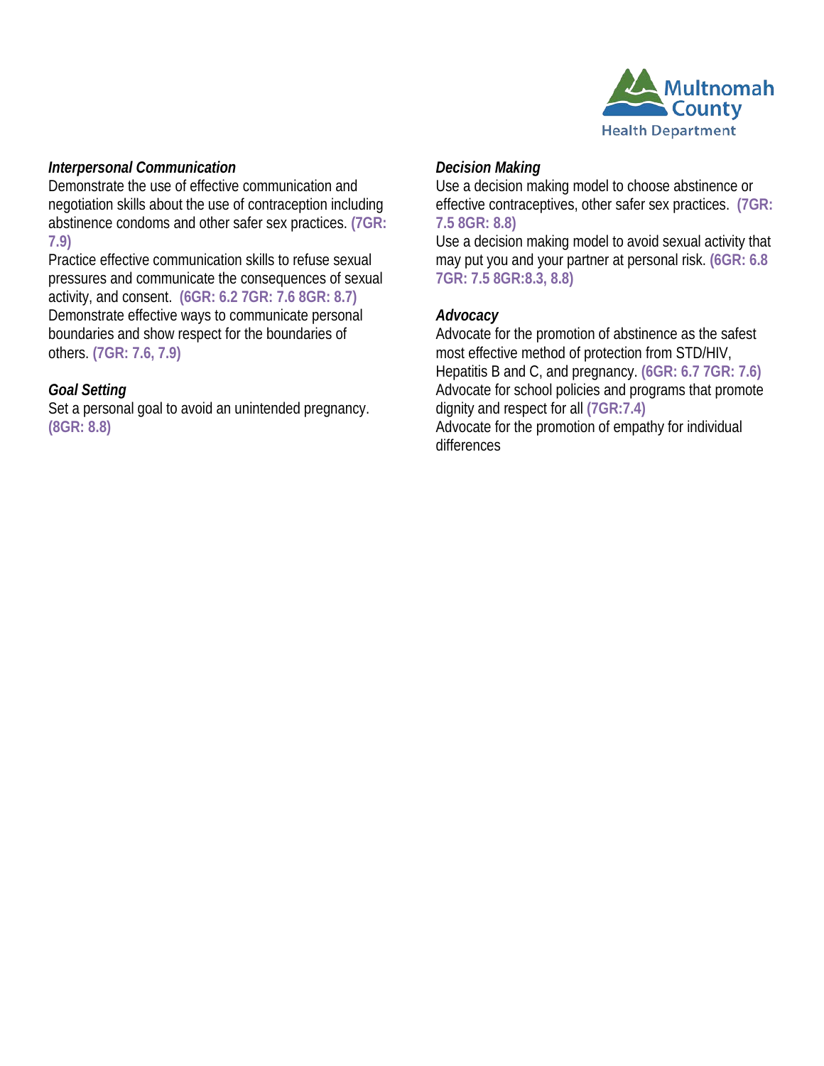### *Interpersonal Communication*

Demonstrate the use of effective communication and negotiation skills about the use of contraception including abstinence condoms and other safer sex practices. **(7GR: 7.9)**

Practice effective communication skills to refuse sexual pressures and communicate the consequences of sexual activity, and consent. **(6GR: 6.2 7GR: 7.6 8GR: 8.7)**

Demonstrate effective ways to communicate personal boundaries and show respect for the boundaries of others. **(7GR: 7.6, 7.9)**

### *Goal Setting*

Set a personal goal to avoid an unintended pregnancy. **(8GR: 8.8)**

### *Decision Making*

Use a decision making model to choose abstinence or effective contraceptives, other safer sex practices. **(7GR: 7.5 8GR: 8.8)**

Use a decision making model to avoid sexual activity that may put you and your partner at personal risk. **(6GR: 6.8 7GR: 7.5 8GR:8.3, 8.8)**

### *Advocacy*

Advocate for the promotion of abstinence as the safest most effective method of protection from STD/HIV, Hepatitis B and C, and pregnancy. **(6GR: 6.7 7GR: 7.6)**

Advocate for school policies and programs that promote dignity and respect for all **(7GR:7.4)**

Advocate for the promotion of empathy for individual differences